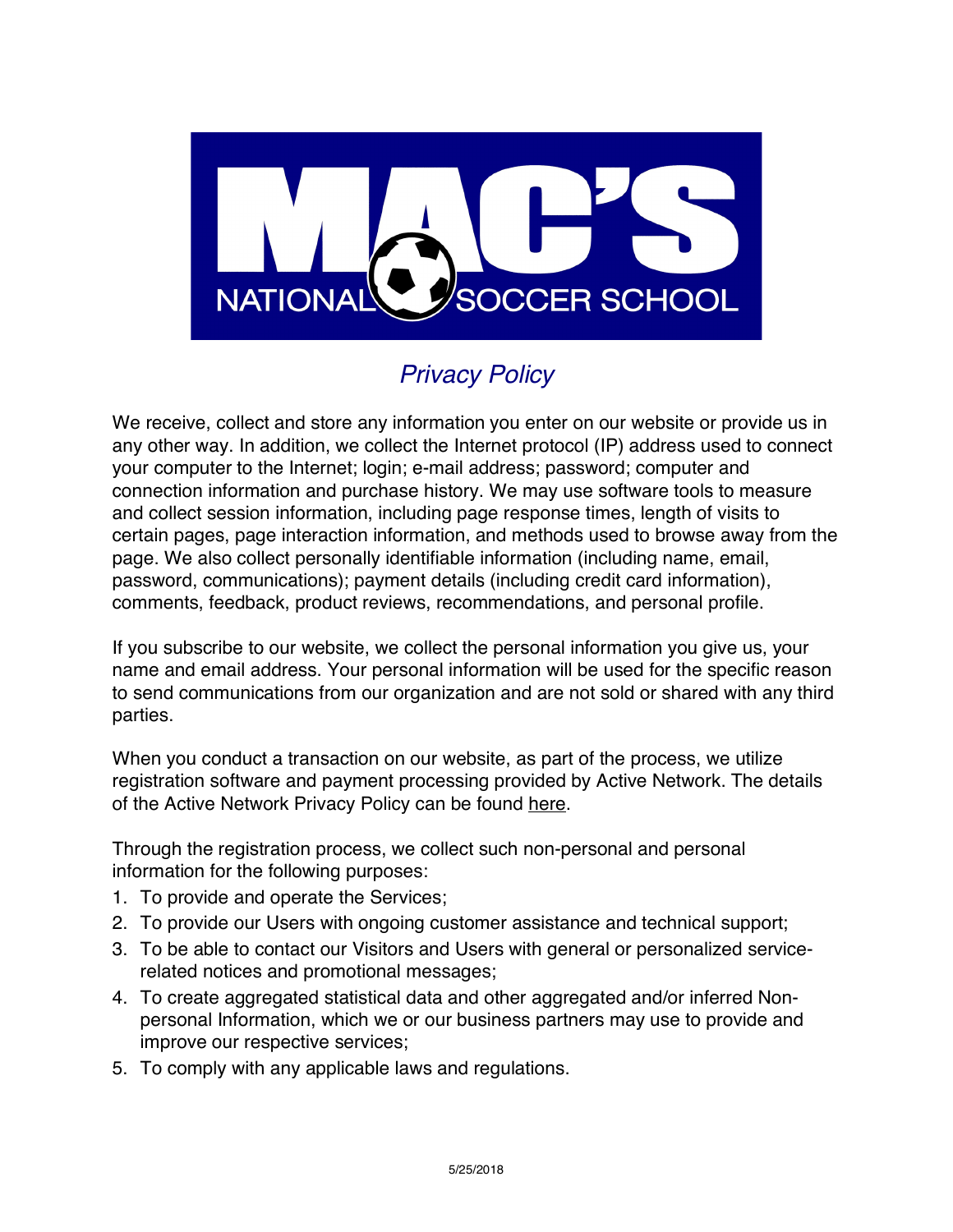# MAC'S NATIONAL SOCCER SCHOOL

## *Privacy Policy*

We receive, collect and store any information you enter on our website or provide us in any other way. In addition, we collect the Internet protocol (IP) address used to connect your computer to the Internet; login; e-mail address; password; computer and connection information and purchase history. We may use software tools to measure and collect session information, including page response times, length of visits to certain pages, page interaction information, and methods used to browse away from the page. We also collect personally identifiable information (including name, email, password, communications); payment details (including credit card information), comments, feedback, product reviews, recommendations, and personal profile.

If you subscribe to our website, we collect the personal information you give us, your name and email address. Your personal information will be used for the specific reason to send communications from our organization and are not sold or shared with any third parties.

When you conduct a transaction on our website, as part of the process, we utilize registration software and payment processing provided by Active Network. The details of the Active Network Privacy Policy can be found here.

Through the registration process, we collect such non-personal and personal information for the following purposes:

1. To provide and operate the Services;
2. To provide our Users with ongoing customer assistance and technical support;
3. To be able to contact our Visitors and Users with general or personalized service-related notices and promotional messages;
4. To create aggregated statistical data and other aggregated and/or inferred Non-personal Information, which we or our business partners may use to provide and improve our respective services;
5. To comply with any applicable laws and regulations.

5/25/2018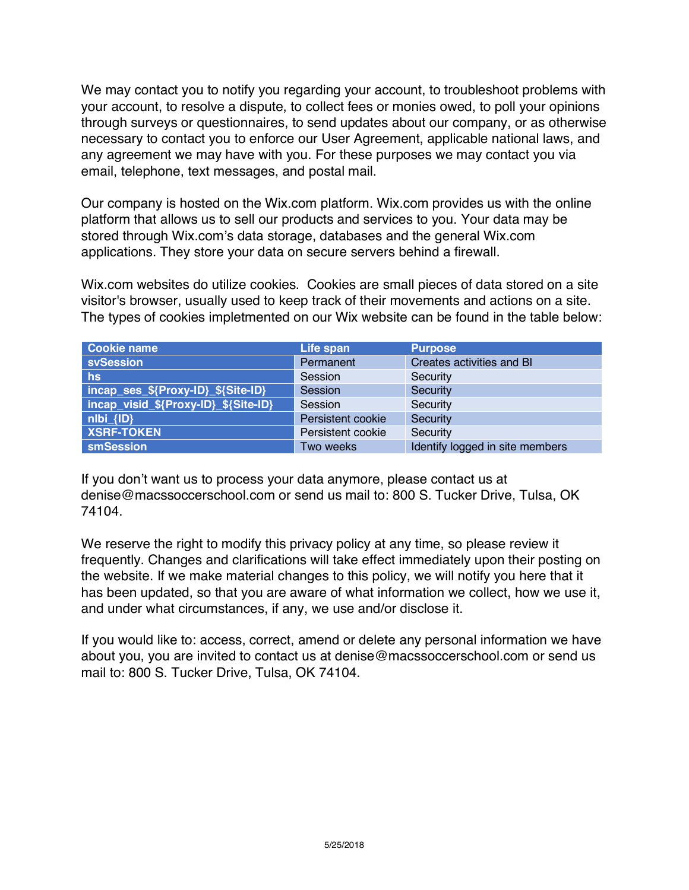We may contact you to notify you regarding your account, to troubleshoot problems with your account, to resolve a dispute, to collect fees or monies owed, to poll your opinions through surveys or questionnaires, to send updates about our company, or as otherwise necessary to contact you to enforce our User Agreement, applicable national laws, and any agreement we may have with you. For these purposes we may contact you via email, telephone, text messages, and postal mail.

Our company is hosted on the Wix.com platform. Wix.com provides us with the online platform that allows us to sell our products and services to you. Your data may be stored through Wix.com's data storage, databases and the general Wix.com applications. They store your data on secure servers behind a firewall.

Wix.com websites do utilize cookies. Cookies are small pieces of data stored on a site visitor's browser, usually used to keep track of their movements and actions on a site. The types of cookies impletmented on our Wix website can be found in the table below:

| Cookie name | Life span | Purpose |
|---|---|---|
| **svSession** | Permanent | Creates activities and BI |
| **hs** | Session | Security |
| **incap_ses_${Proxy-ID}_${Site-ID}** | Session | Security |
| **incap_visid_${Proxy-ID}_${Site-ID}** | Session | Security |
| **nlbi_{ID}** | Persistent cookie | Security |
| **XSRF-TOKEN** | Persistent cookie | Security |
| **smSession** | Two weeks | Identify logged in site members |

If you don't want us to process your data anymore, please contact us at denise@macssoccerschool.com or send us mail to: 800 S. Tucker Drive, Tulsa, OK 74104.

We reserve the right to modify this privacy policy at any time, so please review it frequently. Changes and clarifications will take effect immediately upon their posting on the website. If we make material changes to this policy, we will notify you here that it has been updated, so that you are aware of what information we collect, how we use it, and under what circumstances, if any, we use and/or disclose it.

If you would like to: access, correct, amend or delete any personal information we have about you, you are invited to contact us at denise@macssoccerschool.com or send us mail to: 800 S. Tucker Drive, Tulsa, OK 74104.

5/25/2018